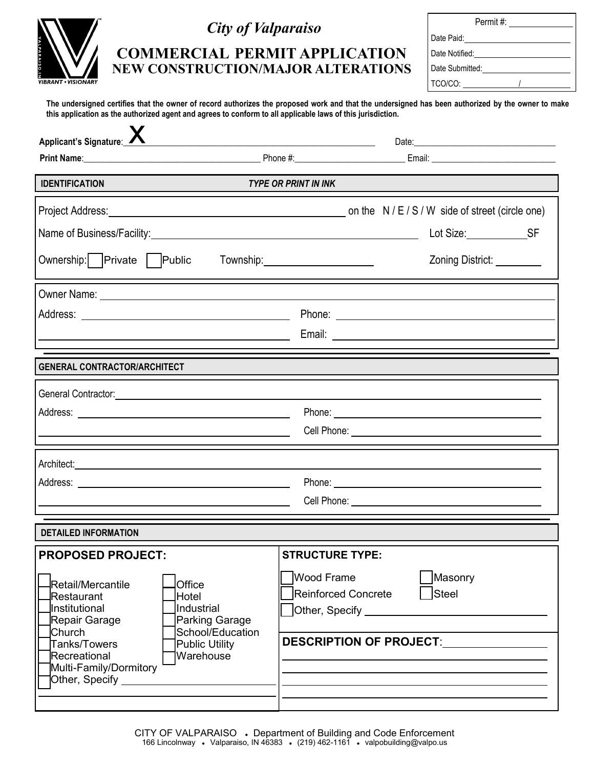# City of Valparaiso

## COMMERCIAL PERMIT APPLICATION
## NEW CONSTRUCTION/MAJOR ALTERATIONS

Permit #: ____________
Date Paid: ____________
Date Notified: ____________
Date Submitted: ____________
TCO/CO: ________ / ________

**The undersigned certifies that the owner of record authorizes the proposed work and that the undersigned has been authorized by the owner to make this application as the authorized agent and agrees to conform to all applicable laws of this jurisdiction.**

**Applicant's Signature**: X ____________________________ Date: ____________________

**Print Name**: ____________________ Phone #: ____________________ Email: ____________________

## IDENTIFICATION — *TYPE OR PRINT IN INK*

Project Address: ____________________ on the N / E / S / W side of street (circle one)

Name of Business/Facility: ____________________ Lot Size: __________ SF

Ownership: ☐ Private ☐ Public Township: ____________________ Zoning District: __________

Owner Name: ____________________

Address: ____________________ Phone: ____________________

____________________ Email: ____________________

## GENERAL CONTRACTOR/ARCHITECT

General Contractor: ____________________

Address: ____________________ Phone: ____________________

____________________ Cell Phone: ____________________

Architect: ____________________

Address: ____________________ Phone: ____________________

____________________ Cell Phone: ____________________

## DETAILED INFORMATION

**PROPOSED PROJECT:**

- ☐ Retail/Mercantile
- ☐ Restaurant
- ☐ Institutional
- ☐ Repair Garage
- ☐ Church
- ☐ Tanks/Towers
- ☐ Recreational
- ☐ Multi-Family/Dormitory
- ☐ Other, Specify ____________________
- ☐ Office
- ☐ Hotel
- ☐ Industrial
- ☐ Parking Garage
- ☐ School/Education
- ☐ Public Utility
- ☐ Warehouse

**STRUCTURE TYPE:**

- ☐ Wood Frame
- ☐ Masonry
- ☐ Reinforced Concrete
- ☐ Steel
- ☐ Other, Specify ____________________

**DESCRIPTION OF PROJECT**: ____________________

CITY OF VALPARAISO • Department of Building and Code Enforcement
166 Lincolnway • Valparaiso, IN 46383 • (219) 462-1161 • valpobuilding@valpo.us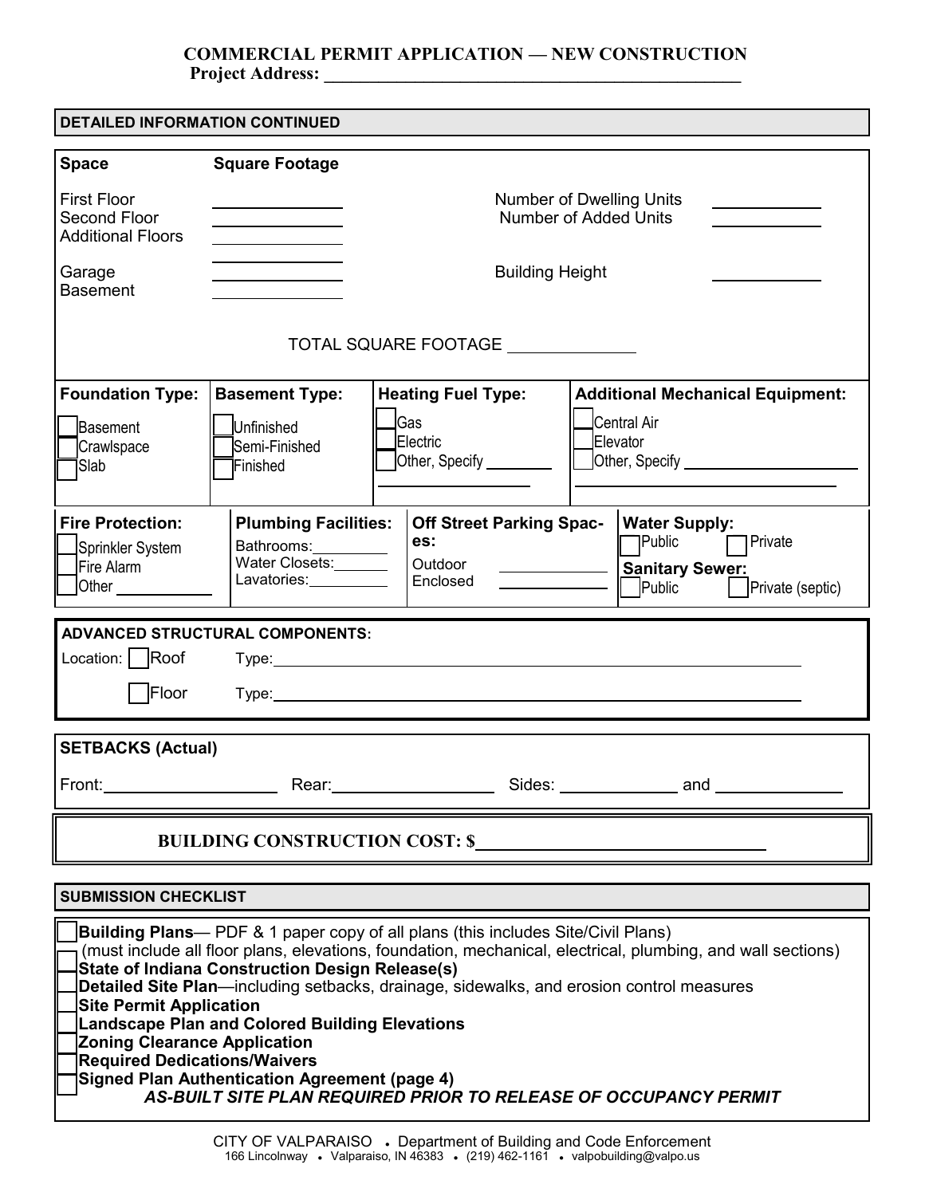**COMMERCIAL PERMIT APPLICATION — NEW CONSTRUCTION**
**Project Address:** ______________________________________________

## DETAILED INFORMATION CONTINUED

| Space | Square Footage | | |
|---|---|---|---|
| First Floor | ____________ | Number of Dwelling Units | ____________ |
| Second Floor | ____________ | Number of Added Units | ____________ |
| Additional Floors | ____________ | | |
| | ____________ | | |
| Garage | ____________ | Building Height | ____________ |
| Basement | ____________ | | |

TOTAL SQUARE FOOTAGE ____________

| Foundation Type: | Basement Type: | Heating Fuel Type: | Additional Mechanical Equipment: |
|---|---|---|---|
| ☐ Basement | ☐ Unfinished | ☐ Gas | ☐ Central Air |
| ☐ Crawlspace | ☐ Semi-Finished | ☐ Electric | ☐ Elevator |
| ☐ Slab | ☐ Finished | ☐ Other, Specify ________ ____________ | ☐ Other, Specify ____________ ____________ |

| Fire Protection: | Plumbing Facilities: | Off Street Parking Spaces: | Water Supply: |
|---|---|---|---|
| ☐ Sprinkler System | Bathrooms: ________ | Outdoor ________ | ☐ Public ☐ Private |
| ☐ Fire Alarm | Water Closets: ______ | Enclosed ________ | **Sanitary Sewer:** |
| ☐ Other ________ | Lavatories: ________ | | ☐ Public ☐ Private (septic) |

## ADVANCED STRUCTURAL COMPONENTS:

Location: ☐ Roof Type: ____________________________________________

☐ Floor Type: ____________________________________________

## SETBACKS (Actual)

Front: ______________ Rear: ______________ Sides: ____________ and ____________

**BUILDING CONSTRUCTION COST: $** ______________________________

## SUBMISSION CHECKLIST

- ☐ **Building Plans**— PDF & 1 paper copy of all plans (this includes Site/Civil Plans) (must include all floor plans, elevations, foundation, mechanical, electrical, plumbing, and wall sections)
- ☐ **State of Indiana Construction Design Release(s)**
- ☐ **Detailed Site Plan**—including setbacks, drainage, sidewalks, and erosion control measures
- ☐ **Site Permit Application**
- ☐ **Landscape Plan and Colored Building Elevations**
- ☐ **Zoning Clearance Application**
- ☐ **Required Dedications/Waivers**
- ☐ **Signed Plan Authentication Agreement (page 4)**

***AS-BUILT SITE PLAN REQUIRED PRIOR TO RELEASE OF OCCUPANCY PERMIT***

CITY OF VALPARAISO • Department of Building and Code Enforcement
166 Lincolnway • Valparaiso, IN 46383 • (219) 462-1161 • valpobuilding@valpo.us